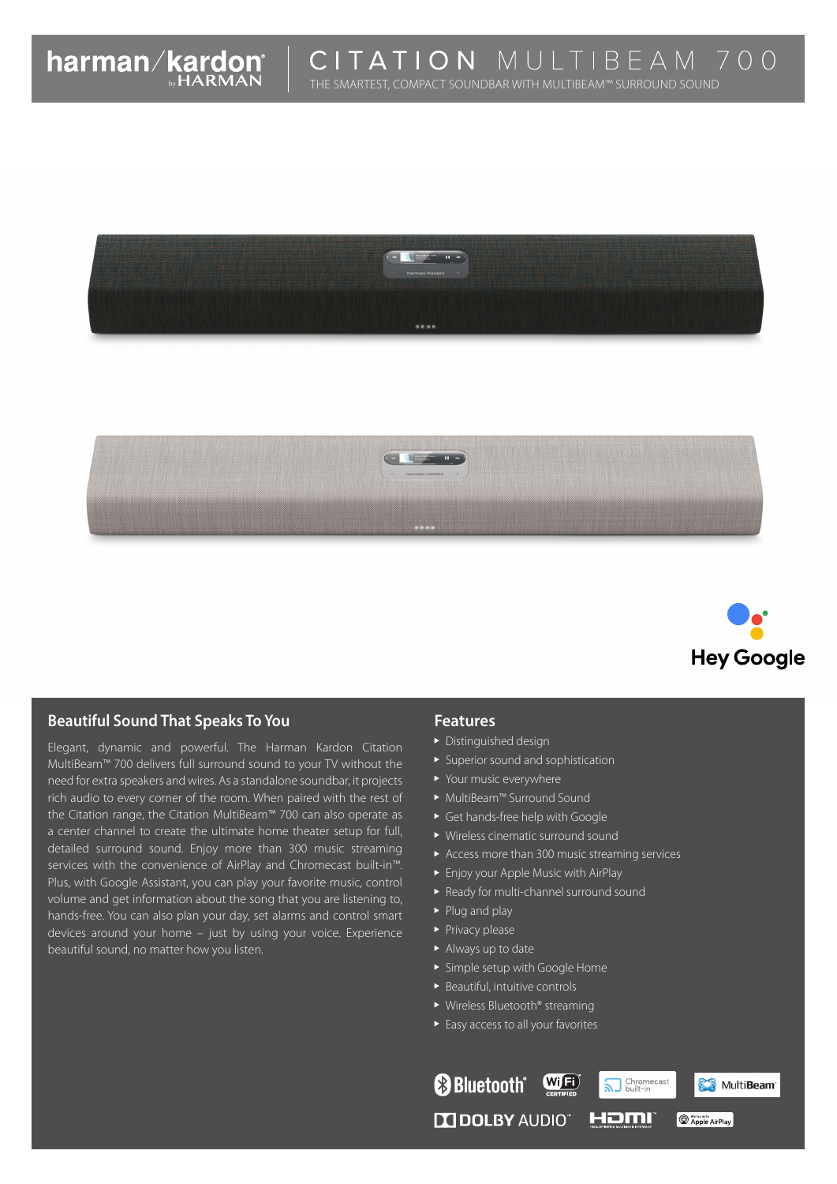harman/kardon by HARMAN

# CITATION MULTIBEAM 700

THE SMARTEST, COMPACT SOUNDBAR WITH MULTIBEAM™ SURROUND SOUND

Hey Google

## Beautiful Sound That Speaks To You

Elegant, dynamic and powerful. The Harman Kardon Citation MultiBeam™ 700 delivers full surround sound to your TV without the need for extra speakers and wires. As a standalone soundbar, it projects rich audio to every corner of the room. When paired with the rest of the Citation range, the Citation MultiBeam™ 700 can also operate as a center channel to create the ultimate home theater setup for full, detailed surround sound. Enjoy more than 300 music streaming services with the convenience of AirPlay and Chromecast built-in™. Plus, with Google Assistant, you can play your favorite music, control volume and get information about the song that you are listening to, hands-free. You can also plan your day, set alarms and control smart devices around your home – just by using your voice. Experience beautiful sound, no matter how you listen.

## Features

- Distinguished design
- Superior sound and sophistication
- Your music everywhere
- MultiBeam™ Surround Sound
- Get hands-free help with Google
- Wireless cinematic surround sound
- Access more than 300 music streaming services
- Enjoy your Apple Music with AirPlay
- Ready for multi-channel surround sound
- Plug and play
- Privacy please
- Always up to date
- Simple setup with Google Home
- Beautiful, intuitive controls
- Wireless Bluetooth® streaming
- Easy access to all your favorites

Bluetooth® | Wi-Fi CERTIFIED | Chromecast built-in | MultiBeam™ | DOLBY AUDIO™ | HDMI™ | Works with Apple AirPlay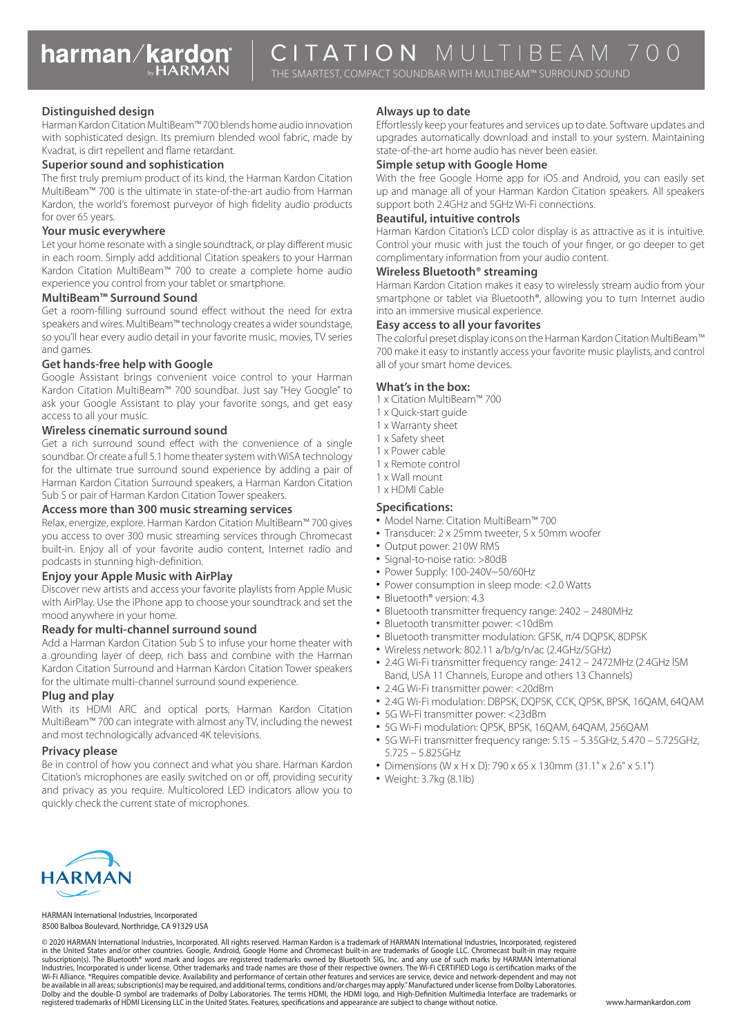# harman/kardon by HARMAN

# CITATION MULTIBEAM 700

THE SMARTEST, COMPACT SOUNDBAR WITH MULTIBEAM™ SURROUND SOUND

### Distinguished design

Harman Kardon Citation MultiBeam™ 700 blends home audio innovation with sophisticated design. Its premium blended wool fabric, made by Kvadrat, is dirt repellent and flame retardant.

### Superior sound and sophistication

The first truly premium product of its kind, the Harman Kardon Citation MultiBeam™ 700 is the ultimate in state-of-the-art audio from Harman Kardon, the world's foremost purveyor of high fidelity audio products for over 65 years.

### Your music everywhere

Let your home resonate with a single soundtrack, or play different music in each room. Simply add additional Citation speakers to your Harman Kardon Citation MultiBeam™ 700 to create a complete home audio experience you control from your tablet or smartphone.

### MultiBeam™ Surround Sound

Get a room-filling surround sound effect without the need for extra speakers and wires. MultiBeam™ technology creates a wider soundstage, so you'll hear every audio detail in your favorite music, movies, TV series and games.

### Get hands-free help with Google

Google Assistant brings convenient voice control to your Harman Kardon Citation MultiBeam™ 700 soundbar. Just say "Hey Google" to ask your Google Assistant to play your favorite songs, and get easy access to all your music.

### Wireless cinematic surround sound

Get a rich surround sound effect with the convenience of a single soundbar. Or create a full 5.1 home theater system with WiSA technology for the ultimate true surround sound experience by adding a pair of Harman Kardon Citation Surround speakers, a Harman Kardon Citation Sub S or pair of Harman Kardon Citation Tower speakers.

### Access more than 300 music streaming services

Relax, energize, explore. Harman Kardon Citation MultiBeam™ 700 gives you access to over 300 music streaming services through Chromecast built-in. Enjoy all of your favorite audio content, Internet radio and podcasts in stunning high-definition.

### Enjoy your Apple Music with AirPlay

Discover new artists and access your favorite playlists from Apple Music with AirPlay. Use the iPhone app to choose your soundtrack and set the mood anywhere in your home.

### Ready for multi-channel surround sound

Add a Harman Kardon Citation Sub S to infuse your home theater with a grounding layer of deep, rich bass and combine with the Harman Kardon Citation Surround and Harman Kardon Citation Tower speakers for the ultimate multi-channel surround sound experience.

### Plug and play

With its HDMI ARC and optical ports, Harman Kardon Citation MultiBeam™ 700 can integrate with almost any TV, including the newest and most technologically advanced 4K televisions.

### Privacy please

Be in control of how you connect and what you share. Harman Kardon Citation's microphones are easily switched on or off, providing security and privacy as you require. Multicolored LED indicators allow you to quickly check the current state of microphones.

### Always up to date

Effortlessly keep your features and services up to date. Software updates and upgrades automatically download and install to your system. Maintaining state-of-the-art home audio has never been easier.

### Simple setup with Google Home

With the free Google Home app for iOS and Android, you can easily set up and manage all of your Harman Kardon Citation speakers. All speakers support both 2.4GHz and 5GHz Wi-Fi connections.

### Beautiful, intuitive controls

Harman Kardon Citation's LCD color display is as attractive as it is intuitive. Control your music with just the touch of your finger, or go deeper to get complimentary information from your audio content.

### Wireless Bluetooth® streaming

Harman Kardon Citation makes it easy to wirelessly stream audio from your smartphone or tablet via Bluetooth®, allowing you to turn Internet audio into an immersive musical experience.

### Easy access to all your favorites

The colorful preset display icons on the Harman Kardon Citation MultiBeam™ 700 make it easy to instantly access your favorite music playlists, and control all of your smart home devices.

### What's in the box:

1 x Citation MultiBeam™ 700
1 x Quick-start guide
1 x Warranty sheet
1 x Safety sheet
1 x Power cable
1 x Remote control
1 x Wall mount
1 x HDMI Cable

### Specifications:

- Model Name: Citation MultiBeam™ 700
- Transducer: 2 x 25mm tweeter, 5 x 50mm woofer
- Output power: 210W RMS
- Signal-to-noise ratio: >80dB
- Power Supply: 100-240V~50/60Hz
- Power consumption in sleep mode: <2.0 Watts
- Bluetooth® version: 4.3
- Bluetooth transmitter frequency range: 2402 – 2480MHz
- Bluetooth transmitter power: <10dBm
- Bluetooth transmitter modulation: GFSK, π/4 DQPSK, 8DPSK
- Wireless network: 802.11 a/b/g/n/ac (2.4GHz/5GHz)
- 2.4G Wi-Fi transmitter frequency range: 2412 – 2472MHz (2.4GHz ISM Band, USA 11 Channels, Europe and others 13 Channels)
- 2.4G Wi-Fi transmitter power: <20dBm
- 2.4G Wi-Fi modulation: DBPSK, DQPSK, CCK, QPSK, BPSK, 16QAM, 64QAM
- 5G Wi-Fi transmitter power: <23dBm
- 5G Wi-Fi modulation: QPSK, BPSK, 16QAM, 64QAM, 256QAM
- 5G Wi-Fi transmitter frequency range: 5.15 – 5.35GHz, 5.470 – 5.725GHz, 5.725 – 5.825GHz
- Dimensions (W x H x D): 790 x 65 x 130mm (31.1" x 2.6" x 5.1")
- Weight: 3.7kg (8.1lb)

HARMAN

HARMAN International Industries, Incorporated
8500 Balboa Boulevard, Northridge, CA 91329 USA

© 2020 HARMAN International Industries, Incorporated. All rights reserved. Harman Kardon is a trademark of HARMAN International Industries, Incorporated, registered in the United States and/or other countries. Google, Android, Google Home and Chromecast built-in are trademarks of Google LLC. Chromecast built-in may require subscription(s). The Bluetooth® word mark and logos are registered trademarks owned by Bluetooth SIG, Inc. and any use of such marks by HARMAN International Industries, Incorporated is under license. Other trademarks and trade names are those of their respective owners. The Wi-Fi CERTIFIED Logo is certification marks of the Wi-Fi Alliance. *Requires compatible device. Availability and performance of certain other features and services are service, device and network-dependent and may not be available in all areas; subscription(s) may be required, and additional terms, conditions and/or charges may apply." Manufactured under license from Dolby Laboratories. Dolby and the double-D symbol are trademarks of Dolby Laboratories. The terms HDMI, the HDMI logo, and High-Definition Multimedia Interface are trademarks or registered trademarks of HDMI Licensing LLC in the United States. Features, specifications and appearance are subject to change without notice.

www.harmankardon.com